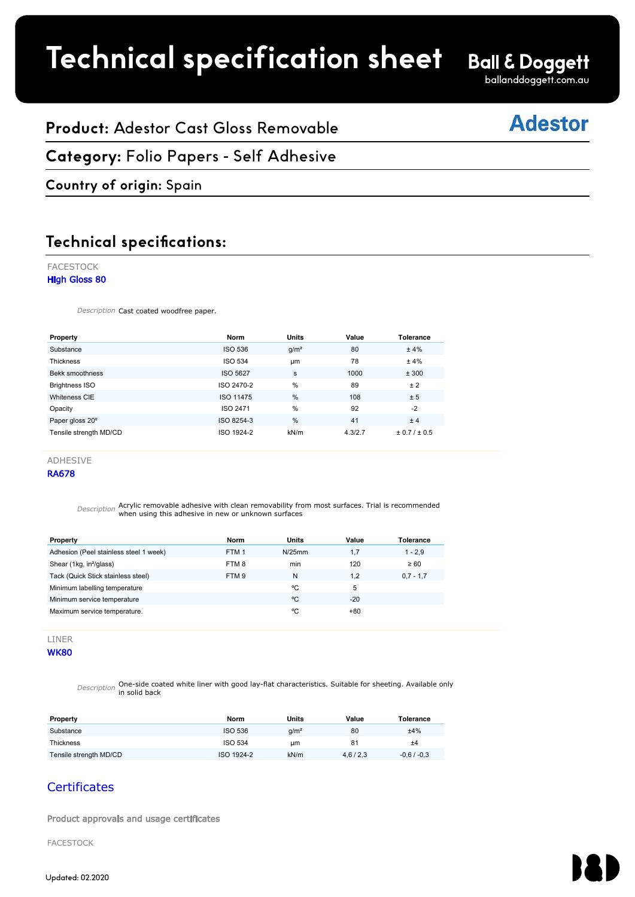# Technical specification sheet

**Ball & Doggett**
balanddoggett.com.au

## **Product:** Adestor Cast Gloss Removable

**Adestor**

## **Category:** Folio Papers - Self Adhesive

### **Country of origin:** Spain

## Technical specifications:

FACESTOCK

**HIgh Gloss 80**

*Description* Cast coated woodfree paper.

| Property | Norm | Units | Value | Tolerance |
|---|---|---|---|---|
| Substance | ISO 536 | g/m² | 80 | ± 4% |
| Thickness | ISO 534 | µm | 78 | ± 4% |
| Bekk smoothness | ISO 5627 | s | 1000 | ± 300 |
| Brightness ISO | ISO 2470-2 | % | 89 | ± 2 |
| Whiteness CIE | ISO 11475 | % | 108 | ± 5 |
| Opacity | ISO 2471 | % | 92 | -2 |
| Paper gloss 20º | ISO 8254-3 | % | 41 | ± 4 |
| Tensile strength MD/CD | ISO 1924-2 | kN/m | 4.3/2.7 | ± 0.7 / ± 0.5 |

ADHESIVE

**RA678**

*Description* Acrylic removable adhesive with clean removability from most surfaces. Trial is recommended when using this adhesive in new or unknown surfaces

| Property | Norm | Units | Value | Tolerance |
|---|---|---|---|---|
| Adhesion (Peel stainless steel 1 week) | FTM 1 | N/25mm | 1,7 | 1 - 2,9 |
| Shear (1kg, in²/glass) | FTM 8 | min | 120 | ≥ 60 |
| Tack (Quick Stick stainless steel) | FTM 9 | N | 1,2 | 0,7 - 1,7 |
| Minimum labelling temperature | | ºC | 5 | |
| Minimum service temperature | | ºC | -20 | |
| Maximum service temperature. | | ºC | +80 | |

LINER

**WK80**

*Description* One-side coated white liner with good lay-flat characteristics. Suitable for sheeting. Available only in solid back

| Property | Norm | Units | Value | Tolerance |
|---|---|---|---|---|
| Substance | ISO 536 | g/m² | 80 | ±4% |
| Thickness | ISO 534 | µm | 81 | ±4 |
| Tensile strength MD/CD | ISO 1924-2 | kN/m | 4,6 / 2,3 | -0,6 / -0,3 |

## Certificates

Product approvals and usage certificates

FACESTOCK

Updated: 02.2020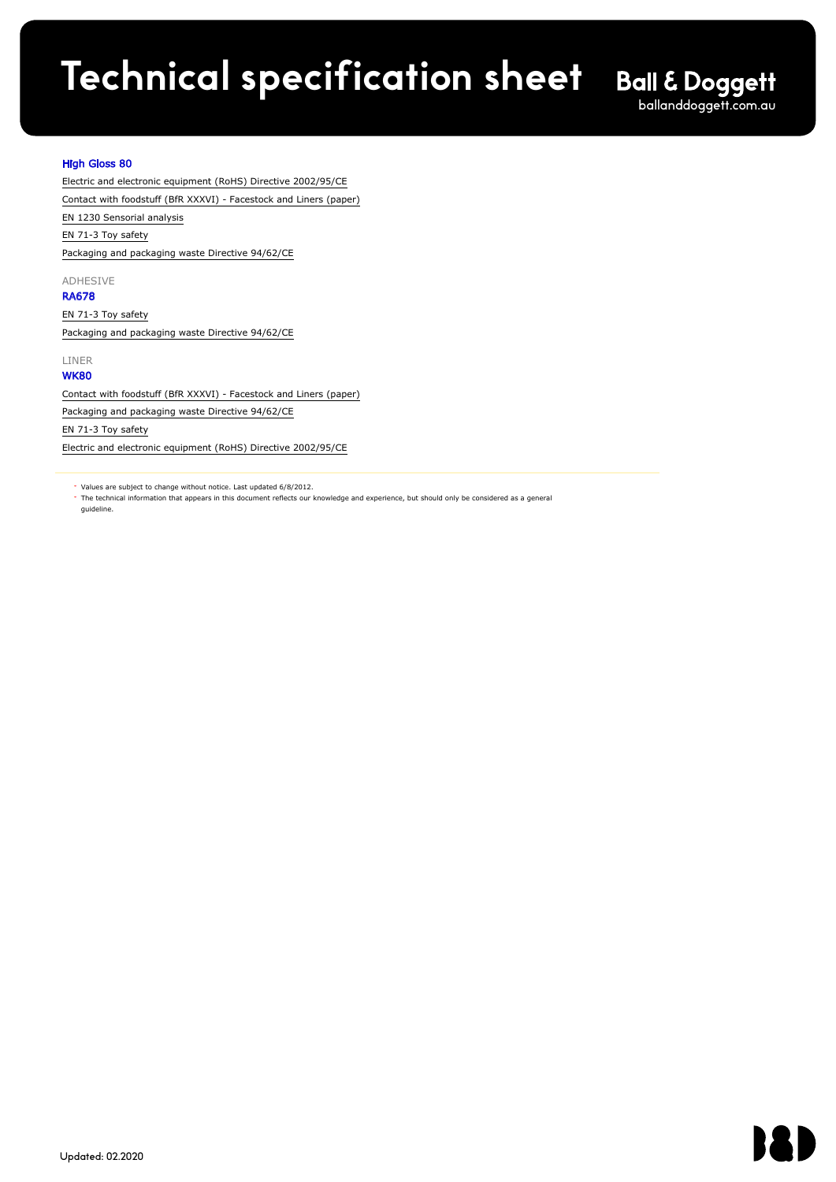### High Gloss 80

Electric and electronic equipment (RoHS) Directive 2002/95/CE

Contact with foodstuff (BfR XXXVI) - Facestock and Liners (paper)

EN 1230 Sensorial analysis

EN 71-3 Toy safety

Packaging and packaging waste Directive 94/62/CE

ADHESIVE

### RA678

EN 71-3 Toy safety

Packaging and packaging waste Directive 94/62/CE

LINER

### WK80

Contact with foodstuff (BfR XXXVI) - Facestock and Liners (paper)

Packaging and packaging waste Directive 94/62/CE

EN 71-3 Toy safety

Electric and electronic equipment (RoHS) Directive 2002/95/CE

- Values are subject to change without notice. Last updated 6/8/2012.
- The technical information that appears in this document reflects our knowledge and experience, but should only be considered as a general guideline.

Updated: 02.2020